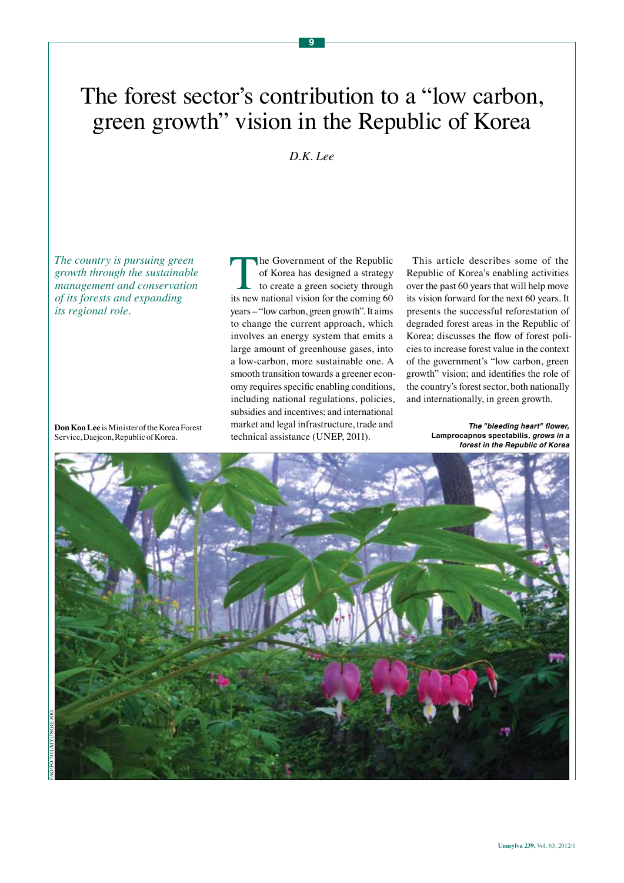# The forest sector's contribution to a "low carbon, green growth" vision in the Republic of Korea

*D.K. Lee*

*The country is pursuing green growth through the sustainable management and conservation of its forests and expanding its regional role.*

**Don Koo Lee** is Minister of the Korea Forest Service, Daejeon, Republic of Korea.

The Government of the Republic of Korea has designed a strategy to create a green society through its new national vision for the coming 60 years – "low carbon, green growth". It aims to change the current approach, which involves an energy system that emits a large amount of greenhouse gases, into a low-carbon, more sustainable one. A smooth transition towards a greener economy requires specific enabling conditions, including national regulations, policies, subsidies and incentives; and international market and legal infrastructure, trade and technical assistance (UNEP, 2011).

This article describes some of the Republic of Korea's enabling activities over the past 60 years that will help move its vision forward for the next 60 years. It presents the successful reforestation of degraded forest areas in the Republic of Korea; discusses the flow of forest policies to increase forest value in the context of the government's "low carbon, green growth" vision; and identifies the role of the country's forest sector, both nationally and internationally, in green growth.

***The "bleeding heart" flower,* Lamprocapnos spectabilis, *grows in a forest in the Republic of Korea***

FAO/FO-7401/MYUNGGI JOO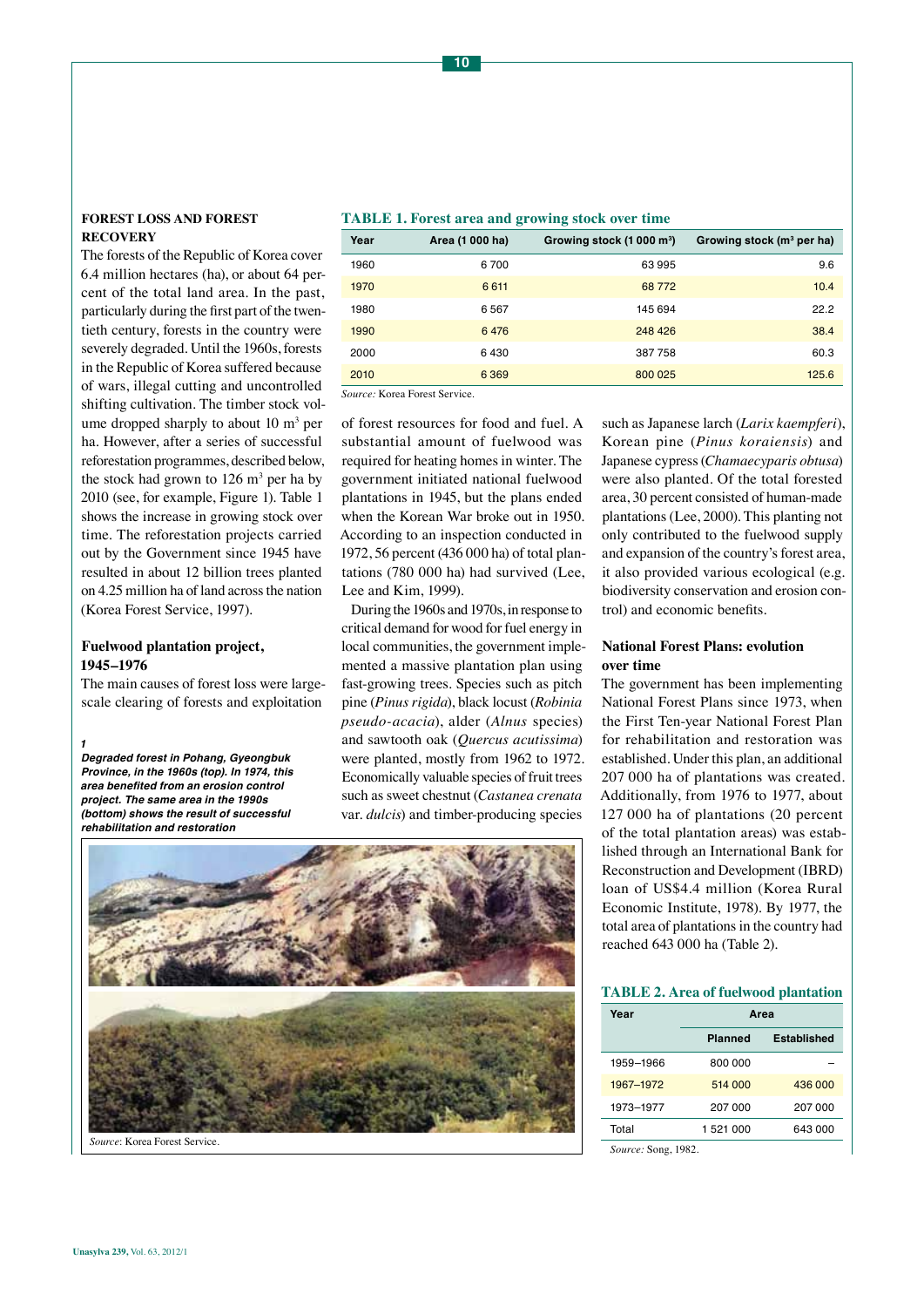## FOREST LOSS AND FOREST RECOVERY

The forests of the Republic of Korea cover 6.4 million hectares (ha), or about 64 percent of the total land area. In the past, particularly during the first part of the twentieth century, forests in the country were severely degraded. Until the 1960s, forests in the Republic of Korea suffered because of wars, illegal cutting and uncontrolled shifting cultivation. The timber stock volume dropped sharply to about 10 $m^3$ per ha. However, after a series of successful reforestation programmes, described below, the stock had grown to 126 $m^3$ per ha by 2010 (see, for example, Figure 1). Table 1 shows the increase in growing stock over time. The reforestation projects carried out by the Government since 1945 have resulted in about 12 billion trees planted on 4.25 million ha of land across the nation (Korea Forest Service, 1997).

**TABLE 1. Forest area and growing stock over time**

| Year | Area (1 000 ha) | Growing stock (1 000 $m^3$) | Growing stock ($m^3$ per ha) |
|---|---|---|---|
| 1960 | 6 700 | 63 995 | 9.6 |
| 1970 | 6 611 | 68 772 | 10.4 |
| 1980 | 6 567 | 145 694 | 22.2 |
| 1990 | 6 476 | 248 426 | 38.4 |
| 2000 | 6 430 | 387 758 | 60.3 |
| 2010 | 6 369 | 800 025 | 125.6 |

*Source:* Korea Forest Service.

### Fuelwood plantation project, 1945–1976

The main causes of forest loss were large-scale clearing of forests and exploitation of forest resources for food and fuel. A substantial amount of fuelwood was required for heating homes in winter. The government initiated national fuelwood plantations in 1945, but the plans ended when the Korean War broke out in 1950. According to an inspection conducted in 1972, 56 percent (436 000 ha) of total plantations (780 000 ha) had survived (Lee, Lee and Kim, 1999).

During the 1960s and 1970s, in response to critical demand for wood for fuel energy in local communities, the government implemented a massive plantation plan using fast-growing trees. Species such as pitch pine (*Pinus rigida*), black locust (*Robinia pseudo-acacia*), alder (*Alnus* species) and sawtooth oak (*Quercus acutissima*) were planted, mostly from 1962 to 1972. Economically valuable species of fruit trees such as sweet chestnut (*Castanea crenata* var. *dulcis*) and timber-producing species such as Japanese larch (*Larix kaempferi*), Korean pine (*Pinus koraiensis*) and Japanese cypress (*Chamaecyparis obtusa*) were also planted. Of the total forested area, 30 percent consisted of human-made plantations (Lee, 2000). This planting not only contributed to the fuelwood supply and expansion of the country's forest area, it also provided various ecological (e.g. biodiversity conservation and erosion control) and economic benefits.

*1*
***Degraded forest in Pohang, Gyeongbuk Province, in the 1960s (top). In 1974, this area benefited from an erosion control project. The same area in the 1990s (bottom) shows the result of successful rehabilitation and restoration***

*Source*: Korea Forest Service.

### National Forest Plans: evolution over time

The government has been implementing National Forest Plans since 1973, when the First Ten-year National Forest Plan for rehabilitation and restoration was established. Under this plan, an additional 207 000 ha of plantations was created. Additionally, from 1976 to 1977, about 127 000 ha of plantations (20 percent of the total plantation areas) was established through an International Bank for Reconstruction and Development (IBRD) loan of US$4.4 million (Korea Rural Economic Institute, 1978). By 1977, the total area of plantations in the country had reached 643 000 ha (Table 2).

**TABLE 2. Area of fuelwood plantation**

| Year | Area | |
|---|---|---|
| | Planned | Established |
| 1959–1966 | 800 000 | – |
| 1967–1972 | 514 000 | 436 000 |
| 1973–1977 | 207 000 | 207 000 |
| Total | 1 521 000 | 643 000 |

*Source:* Song, 1982.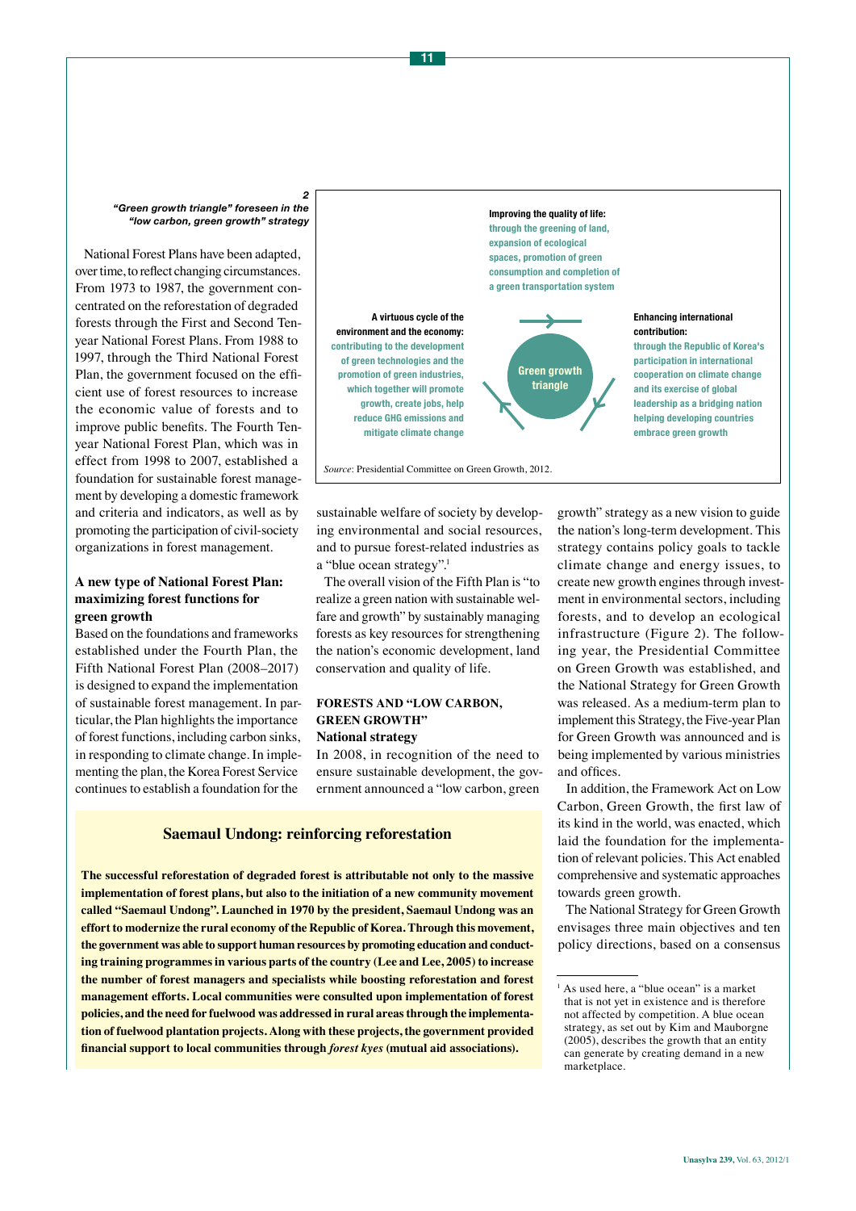**2**
***"Green growth triangle" foreseen in the "low carbon, green growth" strategy***

**Improving the quality of life:** through the greening of land, expansion of ecological spaces, promotion of green consumption and completion of a green transportation system

**A virtuous cycle of the environment and the economy:** contributing to the development of green technologies and the promotion of green industries, which together will promote growth, create jobs, help reduce GHG emissions and mitigate climate change

**Green growth triangle**

**Enhancing international contribution:** through the Republic of Korea's participation in international cooperation on climate change and its exercise of global leadership as a bridging nation helping developing countries embrace green growth

*Source*: Presidential Committee on Green Growth, 2012.

National Forest Plans have been adapted, over time, to reflect changing circumstances. From 1973 to 1987, the government concentrated on the reforestation of degraded forests through the First and Second Ten-year National Forest Plans. From 1988 to 1997, through the Third National Forest Plan, the government focused on the efficient use of forest resources to increase the economic value of forests and to improve public benefits. The Fourth Ten-year National Forest Plan, which was in effect from 1998 to 2007, established a foundation for sustainable forest management by developing a domestic framework and criteria and indicators, as well as by promoting the participation of civil-society organizations in forest management.

### A new type of National Forest Plan: maximizing forest functions for green growth

Based on the foundations and frameworks established under the Fourth Plan, the Fifth National Forest Plan (2008–2017) is designed to expand the implementation of sustainable forest management. In particular, the Plan highlights the importance of forest functions, including carbon sinks, in responding to climate change. In implementing the plan, the Korea Forest Service continues to establish a foundation for the sustainable welfare of society by developing environmental and social resources, and to pursue forest-related industries as a "blue ocean strategy".[1]

The overall vision of the Fifth Plan is "to realize a green nation with sustainable welfare and growth" by sustainably managing forests as key resources for strengthening the nation's economic development, land conservation and quality of life.

## FORESTS AND "LOW CARBON, GREEN GROWTH"

### National strategy

In 2008, in recognition of the need to ensure sustainable development, the government announced a "low carbon, green growth" strategy as a new vision to guide the nation's long-term development. This strategy contains policy goals to tackle climate change and energy issues, to create new growth engines through investment in environmental sectors, including forests, and to develop an ecological infrastructure (Figure 2). The following year, the Presidential Committee on Green Growth was established, and the National Strategy for Green Growth was released. As a medium-term plan to implement this Strategy, the Five-year Plan for Green Growth was announced and is being implemented by various ministries and offices.

In addition, the Framework Act on Low Carbon, Green Growth, the first law of its kind in the world, was enacted, which laid the foundation for the implementation of relevant policies. This Act enabled comprehensive and systematic approaches towards green growth.

The National Strategy for Green Growth envisages three main objectives and ten policy directions, based on a consensus

### Saemaul Undong: reinforcing reforestation

**The successful reforestation of degraded forest is attributable not only to the massive implementation of forest plans, but also to the initiation of a new community movement called "Saemaul Undong". Launched in 1970 by the president, Saemaul Undong was an effort to modernize the rural economy of the Republic of Korea. Through this movement, the government was able to support human resources by promoting education and conducting training programmes in various parts of the country (Lee and Lee, 2005) to increase the number of forest managers and specialists while boosting reforestation and forest management efforts. Local communities were consulted upon implementation of forest policies, and the need for fuelwood was addressed in rural areas through the implementation of fuelwood plantation projects. Along with these projects, the government provided financial support to local communities through *forest kyes* (mutual aid associations).**

[1] As used here, a "blue ocean" is a market that is not yet in existence and is therefore not affected by competition. A blue ocean strategy, as set out by Kim and Mauborgne (2005), describes the growth that an entity can generate by creating demand in a new marketplace.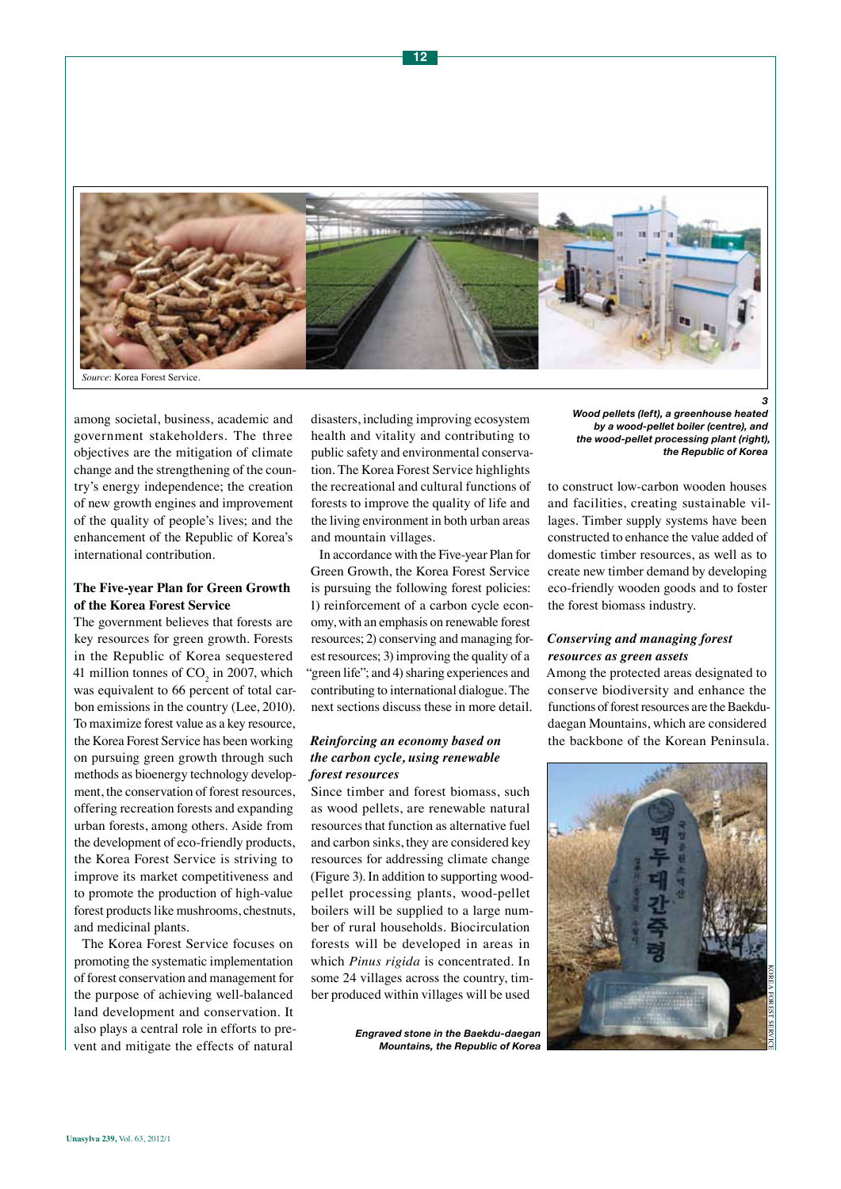*Source*: Korea Forest Service.

among societal, business, academic and government stakeholders. The three objectives are the mitigation of climate change and the strengthening of the country's energy independence; the creation of new growth engines and improvement of the quality of people's lives; and the enhancement of the Republic of Korea's international contribution.

### The Five-year Plan for Green Growth of the Korea Forest Service

The government believes that forests are key resources for green growth. Forests in the Republic of Korea sequestered 41 million tonnes of $CO_2$ in 2007, which was equivalent to 66 percent of total carbon emissions in the country (Lee, 2010). To maximize forest value as a key resource, the Korea Forest Service has been working on pursuing green growth through such methods as bioenergy technology development, the conservation of forest resources, offering recreation forests and expanding urban forests, among others. Aside from the development of eco-friendly products, the Korea Forest Service is striving to improve its market competitiveness and to promote the production of high-value forest products like mushrooms, chestnuts, and medicinal plants.

The Korea Forest Service focuses on promoting the systematic implementation of forest conservation and management for the purpose of achieving well-balanced land development and conservation. It also plays a central role in efforts to prevent and mitigate the effects of natural disasters, including improving ecosystem health and vitality and contributing to public safety and environmental conservation. The Korea Forest Service highlights the recreational and cultural functions of forests to improve the quality of life and the living environment in both urban areas and mountain villages.

In accordance with the Five-year Plan for Green Growth, the Korea Forest Service is pursuing the following forest policies: 1) reinforcement of a carbon cycle economy, with an emphasis on renewable forest resources; 2) conserving and managing forest resources; 3) improving the quality of a "green life"; and 4) sharing experiences and contributing to international dialogue. The next sections discuss these in more detail.

#### *Reinforcing an economy based on the carbon cycle, using renewable forest resources*

Since timber and forest biomass, such as wood pellets, are renewable natural resources that function as alternative fuel and carbon sinks, they are considered key resources for addressing climate change (Figure 3). In addition to supporting wood-pellet processing plants, wood-pellet boilers will be supplied to a large number of rural households. Biocirculation forests will be developed in areas in which *Pinus rigida* is concentrated. In some 24 villages across the country, timber produced within villages will be used to construct low-carbon wooden houses and facilities, creating sustainable villages. Timber supply systems have been constructed to enhance the value added of domestic timber resources, as well as to create new timber demand by developing eco-friendly wooden goods and to foster the forest biomass industry.

***3***
***Wood pellets (left), a greenhouse heated by a wood-pellet boiler (centre), and the wood-pellet processing plant (right), the Republic of Korea***

#### *Conserving and managing forest resources as green assets*

Among the protected areas designated to conserve biodiversity and enhance the functions of forest resources are the Baekdudaegan Mountains, which are considered the backbone of the Korean Peninsula.

KOREA FOREST SERVICE

***Engraved stone in the Baekdu-daegan Mountains, the Republic of Korea***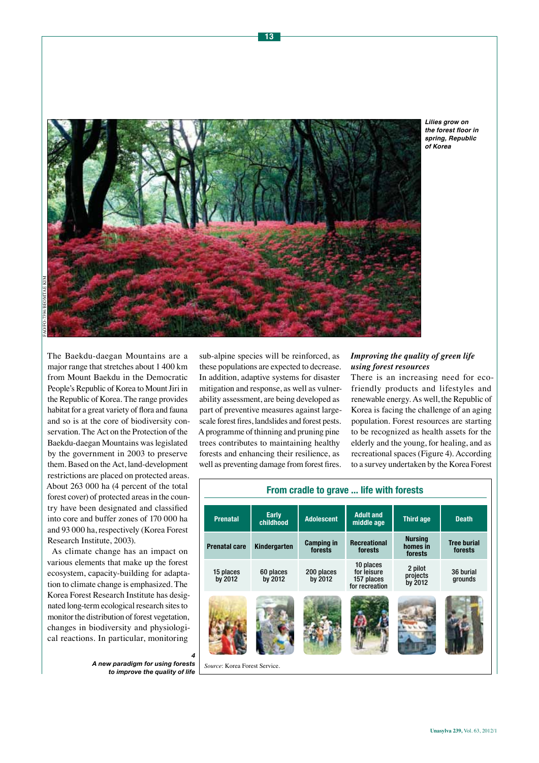*Lilies grow on the forest floor in spring, Republic of Korea*

FAO/FO-7394/BEOMTAE KIM

The Baekdu-daegan Mountains are a major range that stretches about 1 400 km from Mount Baekdu in the Democratic People's Republic of Korea to Mount Jiri in the Republic of Korea. The range provides habitat for a great variety of flora and fauna and so is at the core of biodiversity conservation. The Act on the Protection of the Baekdu-daegan Mountains was legislated by the government in 2003 to preserve them. Based on the Act, land-development restrictions are placed on protected areas. About 263 000 ha (4 percent of the total forest cover) of protected areas in the country have been designated and classified into core and buffer zones of 170 000 ha and 93 000 ha, respectively (Korea Forest Research Institute, 2003).

As climate change has an impact on various elements that make up the forest ecosystem, capacity-building for adaptation to climate change is emphasized. The Korea Forest Research Institute has designated long-term ecological research sites to monitor the distribution of forest vegetation, changes in biodiversity and physiological reactions. In particular, monitoring sub-alpine species will be reinforced, as these populations are expected to decrease. In addition, adaptive systems for disaster mitigation and response, as well as vulnerability assessment, are being developed as part of preventive measures against large-scale forest fires, landslides and forest pests. A programme of thinning and pruning pine trees contributes to maintaining healthy forests and enhancing their resilience, as well as preventing damage from forest fires.

### *Improving the quality of green life using forest resources*

There is an increasing need for eco-friendly products and lifestyles and renewable energy. As well, the Republic of Korea is facing the challenge of an aging population. Forest resources are starting to be recognized as health assets for the elderly and the young, for healing, and as recreational spaces (Figure 4). According to a survey undertaken by the Korea Forest

**4**
***A new paradigm for using forests to improve the quality of life***

**From cradle to grave ... life with forests**

| Prenatal | Early childhood | Adolescent | Adult and middle age | Third age | Death |
|---|---|---|---|---|---|
| Prenatal care | Kindergarten | Camping in forests | Recreational forests | Nursing homes in forests | Tree burial forests |
| 15 places by 2012 | 60 places by 2012 | 200 places by 2012 | 10 places for leisure 157 places for recreation | 2 pilot projects by 2012 | 36 burial grounds |

*Source*: Korea Forest Service.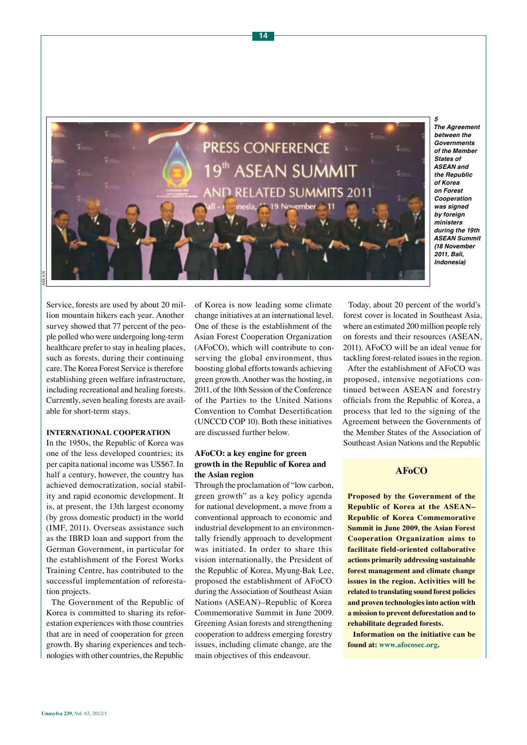5
*The Agreement between the Governments of the Member States of ASEAN and the Republic of Korea on Forest Cooperation was signed by foreign ministers during the 19th ASEAN Summit (18 November 2011, Bali, Indonesia)*

ASEAN

Service, forests are used by about 20 million mountain hikers each year. Another survey showed that 77 percent of the people polled who were undergoing long-term healthcare prefer to stay in healing places, such as forests, during their continuing care. The Korea Forest Service is therefore establishing green welfare infrastructure, including recreational and healing forests. Currently, seven healing forests are available for short-term stays.

## INTERNATIONAL COOPERATION

In the 1950s, the Republic of Korea was one of the less developed countries; its per capita national income was US$67. In half a century, however, the country has achieved democratization, social stability and rapid economic development. It is, at present, the 13th largest economy (by gross domestic product) in the world (IMF, 2011). Overseas assistance such as the IBRD loan and support from the German Government, in particular for the establishment of the Forest Works Training Centre, has contributed to the successful implementation of reforestation projects.

The Government of the Republic of Korea is committed to sharing its reforestation experiences with those countries that are in need of cooperation for green growth. By sharing experiences and technologies with other countries, the Republic of Korea is now leading some climate change initiatives at an international level. One of these is the establishment of the Asian Forest Cooperation Organization (AFoCO), which will contribute to conserving the global environment, thus boosting global efforts towards achieving green growth. Another was the hosting, in 2011, of the 10th Session of the Conference of the Parties to the United Nations Convention to Combat Desertification (UNCCD COP 10). Both these initiatives are discussed further below.

### AFoCO: a key engine for green growth in the Republic of Korea and the Asian region

Through the proclamation of "low carbon, green growth" as a key policy agenda for national development, a move from a conventional approach to economic and industrial development to an environmentally friendly approach to development was initiated. In order to share this vision internationally, the President of the Republic of Korea, Myung-Bak Lee, proposed the establishment of AFoCO during the Association of Southeast Asian Nations (ASEAN)–Republic of Korea Commemorative Summit in June 2009. Greening Asian forests and strengthening cooperation to address emerging forestry issues, including climate change, are the main objectives of this endeavour.

Today, about 20 percent of the world's forest cover is located in Southeast Asia, where an estimated 200 million people rely on forests and their resources (ASEAN, 2011). AFoCO will be an ideal venue for tackling forest-related issues in the region.

After the establishment of AFoCO was proposed, intensive negotiations continued between ASEAN and forestry officials from the Republic of Korea, a process that led to the signing of the Agreement between the Governments of the Member States of the Association of Southeast Asian Nations and the Republic

> ## AFoCO
>
> **Proposed by the Government of the Republic of Korea at the ASEAN–Republic of Korea Commemorative Summit in June 2009, the Asian Forest Cooperation Organization aims to facilitate field-oriented collaborative actions primarily addressing sustainable forest management and climate change issues in the region. Activities will be related to translating sound forest policies and proven technologies into action with a mission to prevent deforestation and to rehabilitate degraded forests.**
>
> **Information on the initiative can be found at: www.afocosec.org.**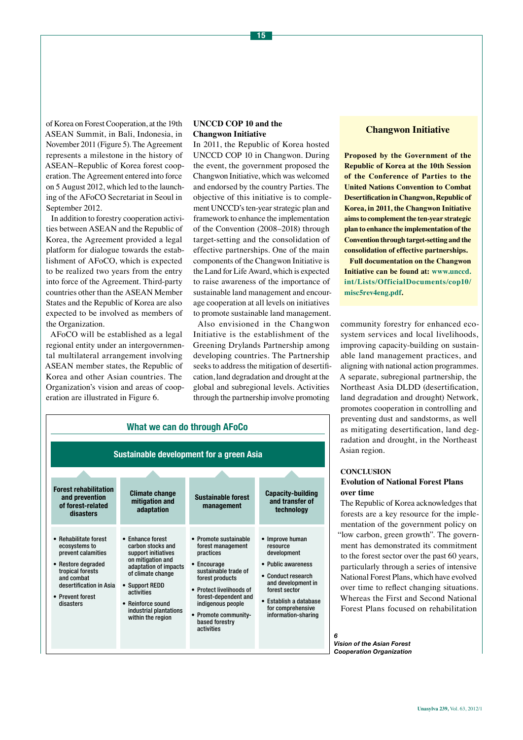of Korea on Forest Cooperation, at the 19th ASEAN Summit, in Bali, Indonesia, in November 2011 (Figure 5). The Agreement represents a milestone in the history of ASEAN–Republic of Korea forest cooperation. The Agreement entered into force on 5 August 2012, which led to the launching of the AFoCO Secretariat in Seoul in September 2012.

In addition to forestry cooperation activities between ASEAN and the Republic of Korea, the Agreement provided a legal platform for dialogue towards the establishment of AFoCO, which is expected to be realized two years from the entry into force of the Agreement. Third-party countries other than the ASEAN Member States and the Republic of Korea are also expected to be involved as members of the Organization.

AFoCO will be established as a legal regional entity under an intergovernmental multilateral arrangement involving ASEAN member states, the Republic of Korea and other Asian countries. The Organization's vision and areas of cooperation are illustrated in Figure 6.

### UNCCD COP 10 and the Changwon Initiative

In 2011, the Republic of Korea hosted UNCCD COP 10 in Changwon. During the event, the government proposed the Changwon Initiative, which was welcomed and endorsed by the country Parties. The objective of this initiative is to complement UNCCD's ten-year strategic plan and framework to enhance the implementation of the Convention (2008–2018) through target-setting and the consolidation of effective partnerships. One of the main components of the Changwon Initiative is the Land for Life Award, which is expected to raise awareness of the importance of sustainable land management and encourage cooperation at all levels on initiatives to promote sustainable land management.

Also envisioned in the Changwon Initiative is the establishment of the Greening Drylands Partnership among developing countries. The Partnership seeks to address the mitigation of desertification, land degradation and drought at the global and subregional levels. Activities through the partnership involve promoting community forestry for enhanced ecosystem services and local livelihoods, improving capacity-building on sustainable land management practices, and aligning with national action programmes. A separate, subregional partnership, the Northeast Asia DLDD (desertification, land degradation and drought) Network, promotes cooperation in controlling and preventing dust and sandstorms, as well as mitigating desertification, land degradation and drought, in the Northeast Asian region.

> **Changwon Initiative**
>
> **Proposed by the Government of the Republic of Korea at the 10th Session of the Conference of Parties to the United Nations Convention to Combat Desertification in Changwon, Republic of Korea, in 2011, the Changwon Initiative aims to complement the ten-year strategic plan to enhance the implementation of the Convention through target-setting and the consolidation of effective partnerships.**
>
> **Full documentation on the Changwon Initiative can be found at: www.unccd.int/Lists/OfficialDocuments/cop10/misc5rev4eng.pdf.**

**What we can do through AFoCo**

**Sustainable development for a green Asia**

| Forest rehabilitation and prevention of forest-related disasters | Climate change mitigation and adaptation | Sustainable forest management | Capacity-building and transfer of technology |
|---|---|---|---|
| • Rehabilitate forest ecosystems to prevent calamities<br>• Restore degraded tropical forests and combat desertification in Asia<br>• Prevent forest disasters | • Enhance forest carbon stocks and support initiatives on mitigation and adaptation of impacts of climate change<br>• Support REDD activities<br>• Reinforce sound industrial plantations within the region | • Promote sustainable forest management practices<br>• Encourage sustainable trade of forest products<br>• Protect livelihoods of forest-dependent and indigenous people<br>• Promote community-based forestry activities | • Improve human resource development<br>• Public awareness<br>• Conduct research and development in forest sector<br>• Establish a database for comprehensive information-sharing |

*6*
*Vision of the Asian Forest Cooperation Organization*

## CONCLUSION

### Evolution of National Forest Plans over time

The Republic of Korea acknowledges that forests are a key resource for the implementation of the government policy on "low carbon, green growth". The government has demonstrated its commitment to the forest sector over the past 60 years, particularly through a series of intensive National Forest Plans, which have evolved over time to reflect changing situations. Whereas the First and Second National Forest Plans focused on rehabilitation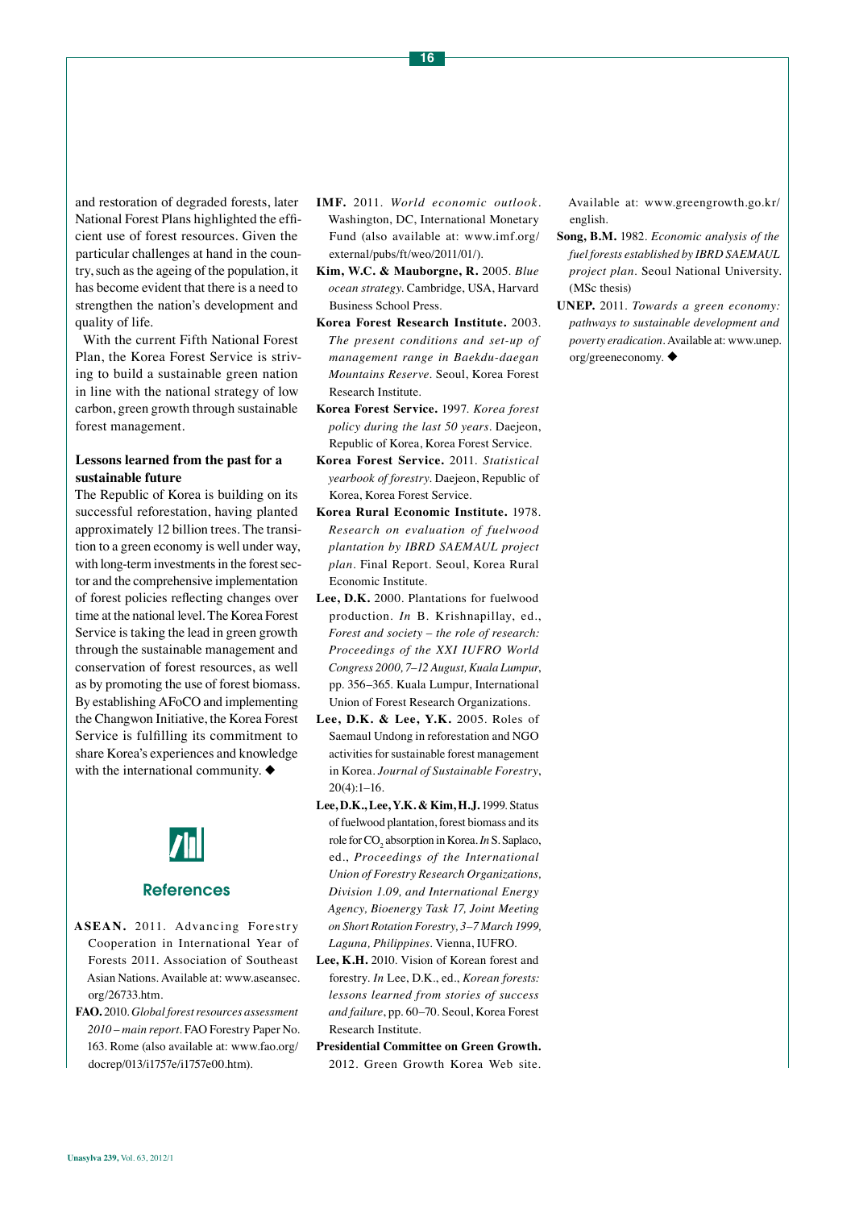and restoration of degraded forests, later National Forest Plans highlighted the efficient use of forest resources. Given the particular challenges at hand in the country, such as the ageing of the population, it has become evident that there is a need to strengthen the nation's development and quality of life.

With the current Fifth National Forest Plan, the Korea Forest Service is striving to build a sustainable green nation in line with the national strategy of low carbon, green growth through sustainable forest management.

**Lessons learned from the past for a sustainable future**

The Republic of Korea is building on its successful reforestation, having planted approximately 12 billion trees. The transition to a green economy is well under way, with long-term investments in the forest sector and the comprehensive implementation of forest policies reflecting changes over time at the national level. The Korea Forest Service is taking the lead in green growth through the sustainable management and conservation of forest resources, as well as by promoting the use of forest biomass. By establishing AFoCO and implementing the Changwon Initiative, the Korea Forest Service is fulfilling its commitment to share Korea's experiences and knowledge with the international community. ◆

## References

**ASEAN.** 2011. Advancing Forestry Cooperation in International Year of Forests 2011. Association of Southeast Asian Nations. Available at: www.aseansec.org/26733.htm.

**FAO.** 2010. *Global forest resources assessment 2010 – main report*. FAO Forestry Paper No. 163. Rome (also available at: www.fao.org/docrep/013/i1757e/i1757e00.htm).

**IMF.** 2011. *World economic outlook*. Washington, DC, International Monetary Fund (also available at: www.imf.org/external/pubs/ft/weo/2011/01/).

**Kim, W.C. & Mauborgne, R.** 2005. *Blue ocean strategy*. Cambridge, USA, Harvard Business School Press.

**Korea Forest Research Institute.** 2003. *The present conditions and set-up of management range in Baekdu-daegan Mountains Reserve*. Seoul, Korea Forest Research Institute.

**Korea Forest Service.** 1997. *Korea forest policy during the last 50 years*. Daejeon, Republic of Korea, Korea Forest Service.

**Korea Forest Service.** 2011. *Statistical yearbook of forestry*. Daejeon, Republic of Korea, Korea Forest Service.

**Korea Rural Economic Institute.** 1978. *Research on evaluation of fuelwood plantation by IBRD SAEMAUL project plan*. Final Report. Seoul, Korea Rural Economic Institute.

**Lee, D.K.** 2000. Plantations for fuelwood production. *In* B. Krishnapillay, ed., *Forest and society – the role of research: Proceedings of the XXI IUFRO World Congress 2000, 7–12 August, Kuala Lumpur*, pp. 356–365. Kuala Lumpur, International Union of Forest Research Organizations.

**Lee, D.K. & Lee, Y.K.** 2005. Roles of Saemaul Undong in reforestation and NGO activities for sustainable forest management in Korea. *Journal of Sustainable Forestry*, 20(4):1–16.

**Lee, D.K., Lee, Y.K. & Kim, H.J.** 1999. Status of fuelwood plantation, forest biomass and its role for $CO_2$ absorption in Korea. *In* S. Saplaco, ed., *Proceedings of the International Union of Forestry Research Organizations, Division 1.09, and International Energy Agency, Bioenergy Task 17, Joint Meeting on Short Rotation Forestry, 3–7 March 1999, Laguna, Philippines*. Vienna, IUFRO.

**Lee, K.H.** 2010. Vision of Korean forest and forestry. *In* Lee, D.K., ed., *Korean forests: lessons learned from stories of success and failure*, pp. 60–70. Seoul, Korea Forest Research Institute.

**Presidential Committee on Green Growth.** 2012. Green Growth Korea Web site. Available at: www.greengrowth.go.kr/english.

**Song, B.M.** 1982. *Economic analysis of the fuel forests established by IBRD SAEMAUL project plan*. Seoul National University. (MSc thesis)

**UNEP.** 2011. *Towards a green economy: pathways to sustainable development and poverty eradication*. Available at: www.unep.org/greeneconomy. ◆